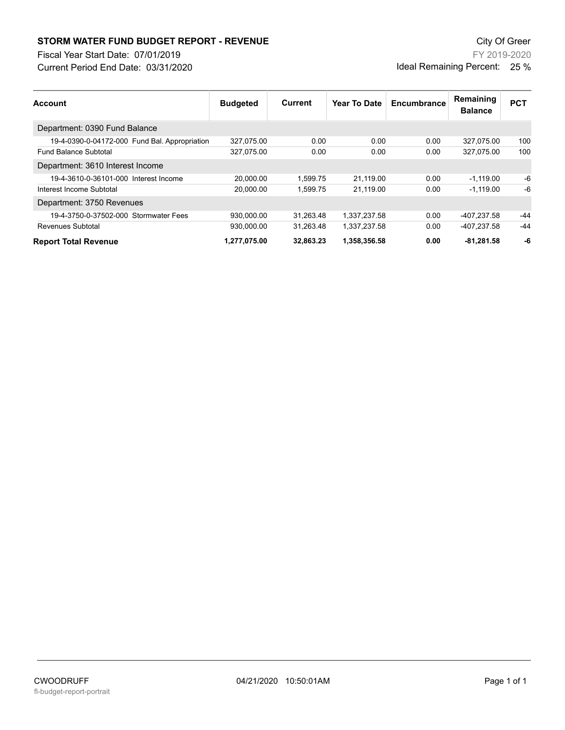# STORM WATER FUND BUDGET REPORT - REVENUE

City Of Greer

Fiscal Year Start Date: 07/01/2019

FY 2019-2020

Current Period End Date: 03/31/2020

Ideal Remaining Percent: 25 %

| Account | Budgeted | Current | Year To Date | Encumbrance | Remaining Balance | PCT |
|---|---|---|---|---|---|---|
| Department: 0390 Fund Balance | | | | | | |
| 19-4-0390-0-04172-000 Fund Bal. Appropriation | 327,075.00 | 0.00 | 0.00 | 0.00 | 327,075.00 | 100 |
| Fund Balance Subtotal | 327,075.00 | 0.00 | 0.00 | 0.00 | 327,075.00 | 100 |
| Department: 3610 Interest Income | | | | | | |
| 19-4-3610-0-36101-000 Interest Income | 20,000.00 | 1,599.75 | 21,119.00 | 0.00 | -1,119.00 | -6 |
| Interest Income Subtotal | 20,000.00 | 1,599.75 | 21,119.00 | 0.00 | -1,119.00 | -6 |
| Department: 3750 Revenues | | | | | | |
| 19-4-3750-0-37502-000 Stormwater Fees | 930,000.00 | 31,263.48 | 1,337,237.58 | 0.00 | -407,237.58 | -44 |
| Revenues Subtotal | 930,000.00 | 31,263.48 | 1,337,237.58 | 0.00 | -407,237.58 | -44 |
| **Report Total Revenue** | **1,277,075.00** | **32,863.23** | **1,358,356.58** | **0.00** | **-81,281.58** | **-6** |

CWOODRUFF 04/21/2020 10:50:01AM

fl-budget-report-portrait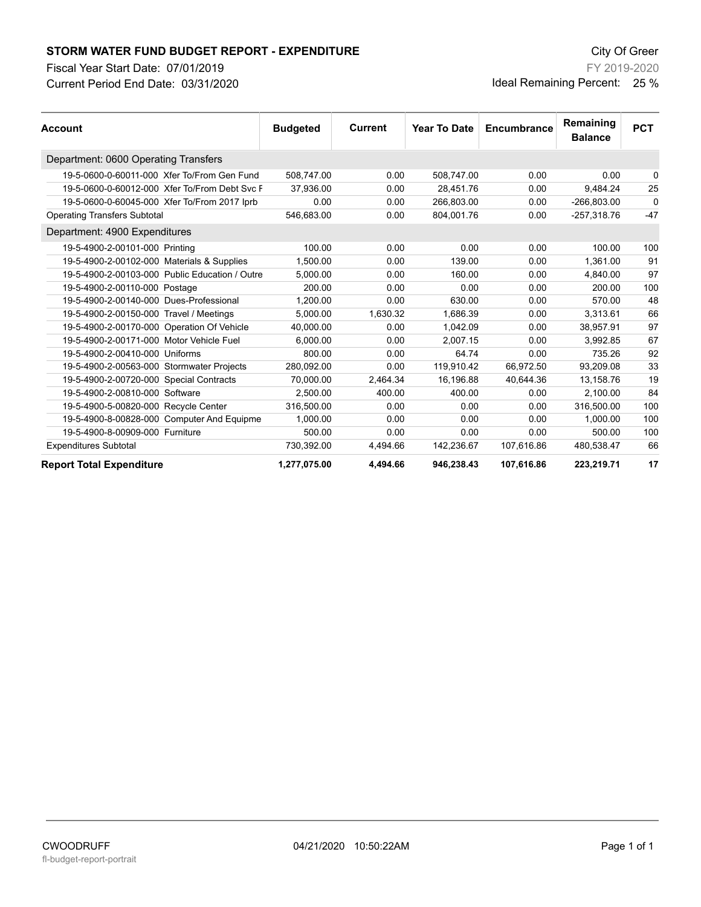**STORM WATER FUND BUDGET REPORT - EXPENDITURE**

City Of Greer

Fiscal Year Start Date: 07/01/2019

FY 2019-2020

Current Period End Date: 03/31/2020

Ideal Remaining Percent: 25 %

| Account | Budgeted | Current | Year To Date | Encumbrance | Remaining Balance | PCT |
|---|---|---|---|---|---|---|
| Department: 0600 Operating Transfers | | | | | | |
| 19-5-0600-0-60011-000 Xfer To/From Gen Fund | 508,747.00 | 0.00 | 508,747.00 | 0.00 | 0.00 | 0 |
| 19-5-0600-0-60012-000 Xfer To/From Debt Svc F | 37,936.00 | 0.00 | 28,451.76 | 0.00 | 9,484.24 | 25 |
| 19-5-0600-0-60045-000 Xfer To/From 2017 Iprb | 0.00 | 0.00 | 266,803.00 | 0.00 | -266,803.00 | 0 |
| Operating Transfers Subtotal | 546,683.00 | 0.00 | 804,001.76 | 0.00 | -257,318.76 | -47 |
| Department: 4900 Expenditures | | | | | | |
| 19-5-4900-2-00101-000 Printing | 100.00 | 0.00 | 0.00 | 0.00 | 100.00 | 100 |
| 19-5-4900-2-00102-000 Materials & Supplies | 1,500.00 | 0.00 | 139.00 | 0.00 | 1,361.00 | 91 |
| 19-5-4900-2-00103-000 Public Education / Outre | 5,000.00 | 0.00 | 160.00 | 0.00 | 4,840.00 | 97 |
| 19-5-4900-2-00110-000 Postage | 200.00 | 0.00 | 0.00 | 0.00 | 200.00 | 100 |
| 19-5-4900-2-00140-000 Dues-Professional | 1,200.00 | 0.00 | 630.00 | 0.00 | 570.00 | 48 |
| 19-5-4900-2-00150-000 Travel / Meetings | 5,000.00 | 1,630.32 | 1,686.39 | 0.00 | 3,313.61 | 66 |
| 19-5-4900-2-00170-000 Operation Of Vehicle | 40,000.00 | 0.00 | 1,042.09 | 0.00 | 38,957.91 | 97 |
| 19-5-4900-2-00171-000 Motor Vehicle Fuel | 6,000.00 | 0.00 | 2,007.15 | 0.00 | 3,992.85 | 67 |
| 19-5-4900-2-00410-000 Uniforms | 800.00 | 0.00 | 64.74 | 0.00 | 735.26 | 92 |
| 19-5-4900-2-00563-000 Stormwater Projects | 280,092.00 | 0.00 | 119,910.42 | 66,972.50 | 93,209.08 | 33 |
| 19-5-4900-2-00720-000 Special Contracts | 70,000.00 | 2,464.34 | 16,196.88 | 40,644.36 | 13,158.76 | 19 |
| 19-5-4900-2-00810-000 Software | 2,500.00 | 400.00 | 400.00 | 0.00 | 2,100.00 | 84 |
| 19-5-4900-5-00820-000 Recycle Center | 316,500.00 | 0.00 | 0.00 | 0.00 | 316,500.00 | 100 |
| 19-5-4900-8-00828-000 Computer And Equipme | 1,000.00 | 0.00 | 0.00 | 0.00 | 1,000.00 | 100 |
| 19-5-4900-8-00909-000 Furniture | 500.00 | 0.00 | 0.00 | 0.00 | 500.00 | 100 |
| Expenditures Subtotal | 730,392.00 | 4,494.66 | 142,236.67 | 107,616.86 | 480,538.47 | 66 |
| **Report Total Expenditure** | **1,277,075.00** | **4,494.66** | **946,238.43** | **107,616.86** | **223,219.71** | **17** |

CWOODRUFF 04/21/2020 10:50:22AM

fl-budget-report-portrait